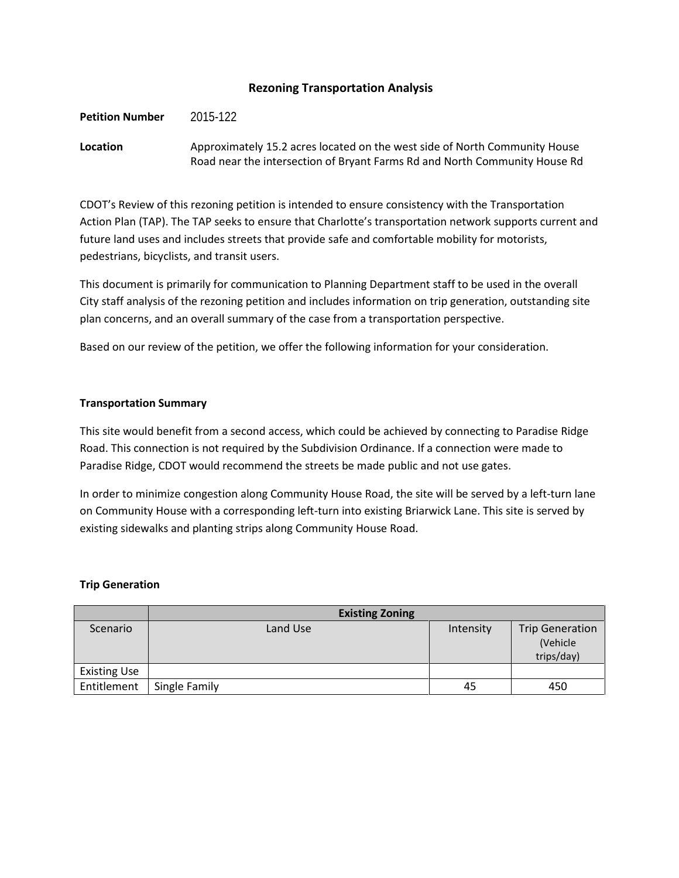# Rezoning Transportation Analysis

**Petition Number** 2015-122

**Location** Approximately 15.2 acres located on the west side of North Community House Road near the intersection of Bryant Farms Rd and North Community House Rd

CDOT's Review of this rezoning petition is intended to ensure consistency with the Transportation Action Plan (TAP). The TAP seeks to ensure that Charlotte's transportation network supports current and future land uses and includes streets that provide safe and comfortable mobility for motorists, pedestrians, bicyclists, and transit users.

This document is primarily for communication to Planning Department staff to be used in the overall City staff analysis of the rezoning petition and includes information on trip generation, outstanding site plan concerns, and an overall summary of the case from a transportation perspective.

Based on our review of the petition, we offer the following information for your consideration.

## Transportation Summary

This site would benefit from a second access, which could be achieved by connecting to Paradise Ridge Road. This connection is not required by the Subdivision Ordinance. If a connection were made to Paradise Ridge, CDOT would recommend the streets be made public and not use gates.

In order to minimize congestion along Community House Road, the site will be served by a left-turn lane on Community House with a corresponding left-turn into existing Briarwick Lane. This site is served by existing sidewalks and planting strips along Community House Road.

## Trip Generation

| | Existing Zoning | | |
|---|---|---|---|
| Scenario | Land Use | Intensity | Trip Generation (Vehicle trips/day) |
| Existing Use | | | |
| Entitlement | Single Family | 45 | 450 |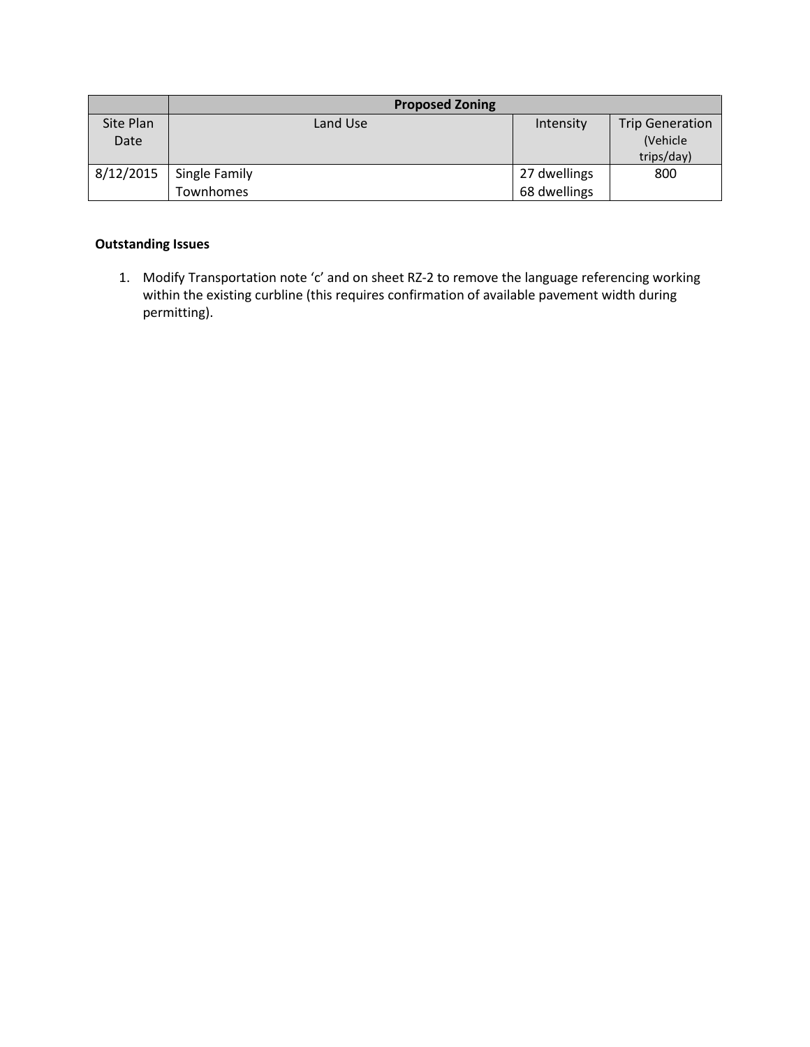| | Proposed Zoning | | |
|---|---|---|---|
| Site Plan Date | Land Use | Intensity | Trip Generation (Vehicle trips/day) |
| 8/12/2015 | Single Family<br>Townhomes | 27 dwellings<br>68 dwellings | 800 |

**Outstanding Issues**

1. Modify Transportation note 'c' and on sheet RZ-2 to remove the language referencing working within the existing curbline (this requires confirmation of available pavement width during permitting).